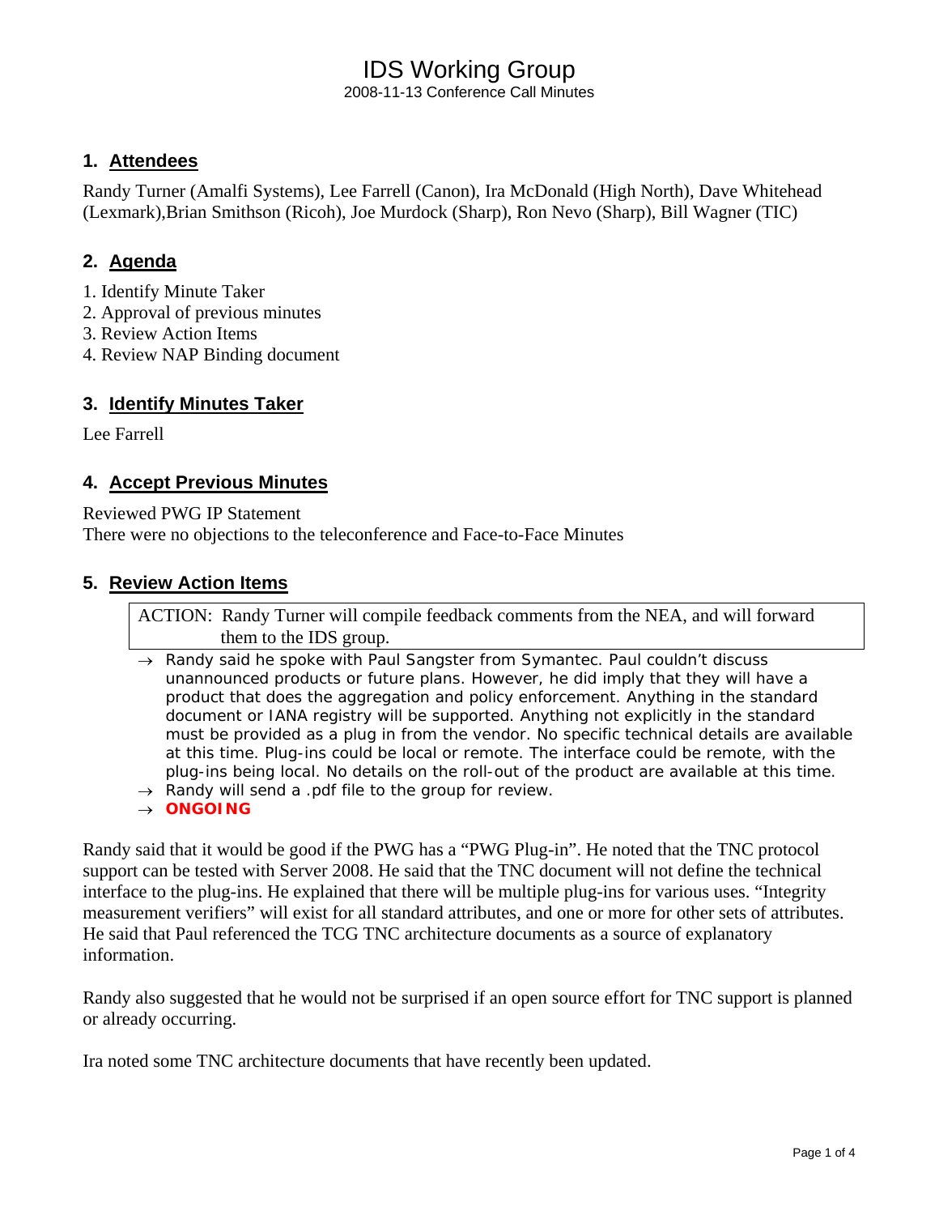# IDS Working Group

2008-11-13 Conference Call Minutes

## 1. Attendees

Randy Turner (Amalfi Systems), Lee Farrell (Canon), Ira McDonald (High North), Dave Whitehead (Lexmark),Brian Smithson (Ricoh), Joe Murdock (Sharp), Ron Nevo (Sharp), Bill Wagner (TIC)

## 2. Agenda

1. Identify Minute Taker
2. Approval of previous minutes
3. Review Action Items
4. Review NAP Binding document

## 3. Identify Minutes Taker

Lee Farrell

## 4. Accept Previous Minutes

Reviewed PWG IP Statement
There were no objections to the teleconference and Face-to-Face Minutes

## 5. Review Action Items

| ACTION: Randy Turner will compile feedback comments from the NEA, and will forward them to the IDS group. |
|---|

- → Randy said he spoke with Paul Sangster from Symantec. Paul couldn't discuss unannounced products or future plans. However, he did imply that they will have a product that does the aggregation and policy enforcement. Anything in the standard document or IANA registry will be supported. Anything not explicitly in the standard must be provided as a plug in from the vendor. No specific technical details are available at this time. Plug-ins could be local or remote. The interface could be remote, with the plug-ins being local. No details on the roll-out of the product are available at this time.
- → Randy will send a .pdf file to the group for review.
- → **ONGOING**

Randy said that it would be good if the PWG has a "PWG Plug-in". He noted that the TNC protocol support can be tested with Server 2008. He said that the TNC document will not define the technical interface to the plug-ins. He explained that there will be multiple plug-ins for various uses. "Integrity measurement verifiers" will exist for all standard attributes, and one or more for other sets of attributes. He said that Paul referenced the TCG TNC architecture documents as a source of explanatory information.

Randy also suggested that he would not be surprised if an open source effort for TNC support is planned or already occurring.

Ira noted some TNC architecture documents that have recently been updated.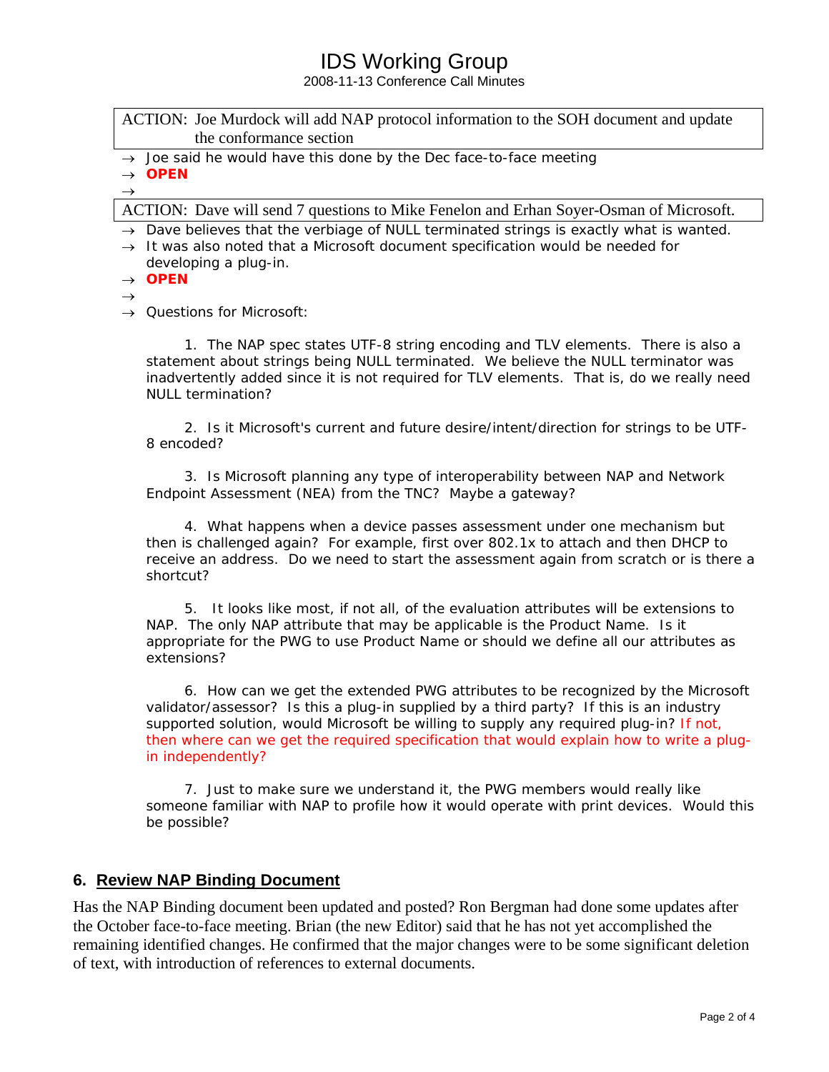# IDS Working Group

2008-11-13 Conference Call Minutes

ACTION: Joe Murdock will add NAP protocol information to the SOH document and update the conformance section

→ Joe said he would have this done by the Dec face-to-face meeting

→ **OPEN**

→

ACTION: Dave will send 7 questions to Mike Fenelon and Erhan Soyer-Osman of Microsoft.

→ Dave believes that the verbiage of NULL terminated strings is exactly what is wanted.

→ It was also noted that a Microsoft document specification would be needed for developing a plug-in.

→ **OPEN**

→

→ Questions for Microsoft:

1. The NAP spec states UTF-8 string encoding and TLV elements. There is also a statement about strings being NULL terminated. We believe the NULL terminator was inadvertently added since it is not required for TLV elements. That is, do we really need NULL termination?

2. Is it Microsoft's current and future desire/intent/direction for strings to be UTF-8 encoded?

3. Is Microsoft planning any type of interoperability between NAP and Network Endpoint Assessment (NEA) from the TNC? Maybe a gateway?

4. What happens when a device passes assessment under one mechanism but then is challenged again? For example, first over 802.1x to attach and then DHCP to receive an address. Do we need to start the assessment again from scratch or is there a shortcut?

5. It looks like most, if not all, of the evaluation attributes will be extensions to NAP. The only NAP attribute that may be applicable is the Product Name. Is it appropriate for the PWG to use Product Name or should we define all our attributes as extensions?

6. How can we get the extended PWG attributes to be recognized by the Microsoft validator/assessor? Is this a plug-in supplied by a third party? If this is an industry supported solution, would Microsoft be willing to supply any required plug-in? If not, then where can we get the required specification that would explain how to write a plug-in independently?

7. Just to make sure we understand it, the PWG members would really like someone familiar with NAP to profile how it would operate with print devices. Would this be possible?

## 6. Review NAP Binding Document

Has the NAP Binding document been updated and posted? Ron Bergman had done some updates after the October face-to-face meeting. Brian (the new Editor) said that he has not yet accomplished the remaining identified changes. He confirmed that the major changes were to be some significant deletion of text, with introduction of references to external documents.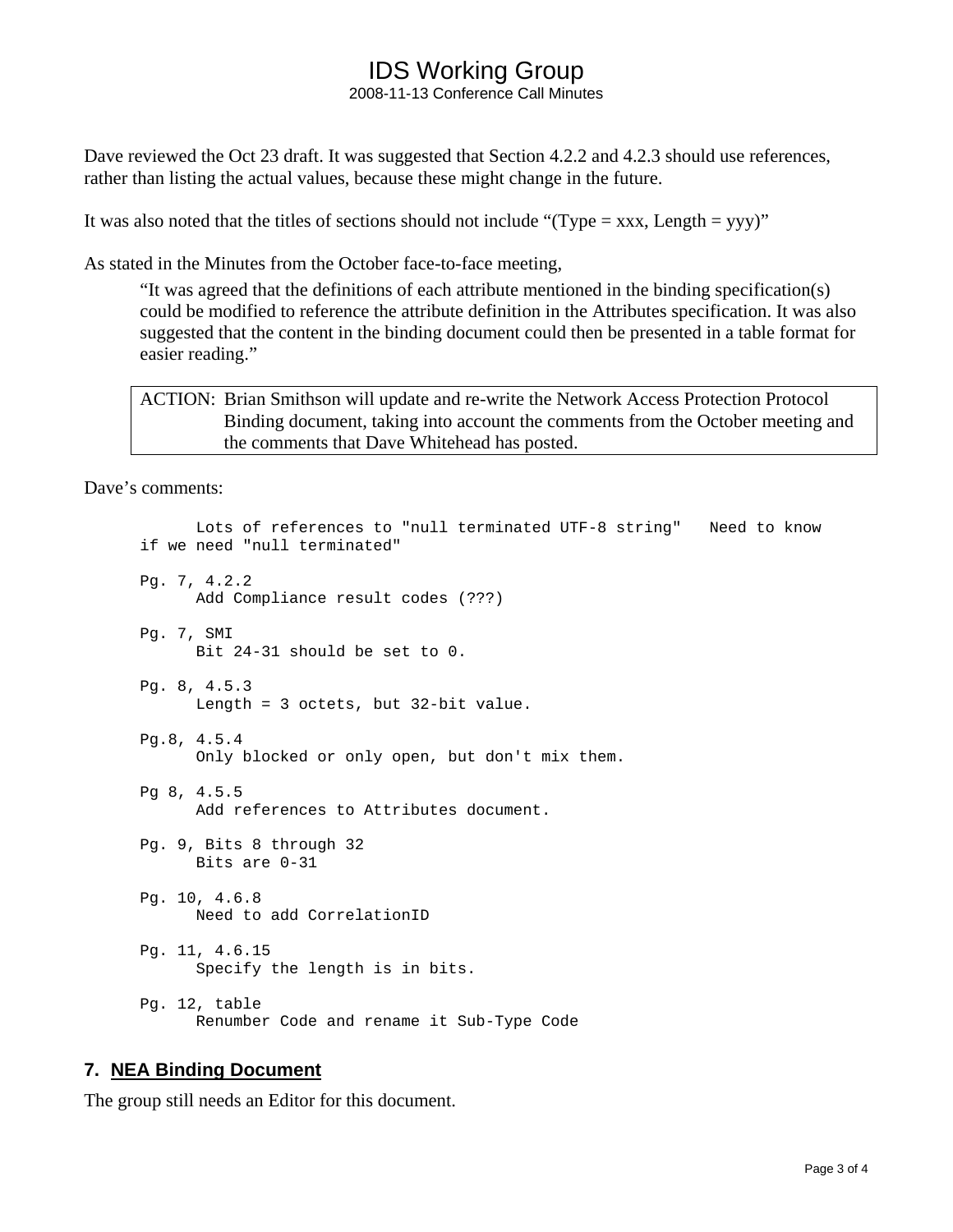Dave reviewed the Oct 23 draft. It was suggested that Section 4.2.2 and 4.2.3 should use references, rather than listing the actual values, because these might change in the future.

It was also noted that the titles of sections should not include "(Type = xxx, Length = yyy)"

As stated in the Minutes from the October face-to-face meeting,

> "It was agreed that the definitions of each attribute mentioned in the binding specification(s) could be modified to reference the attribute definition in the Attributes specification. It was also suggested that the content in the binding document could then be presented in a table format for easier reading."

> ACTION: Brian Smithson will update and re-write the Network Access Protection Protocol Binding document, taking into account the comments from the October meeting and the comments that Dave Whitehead has posted.

Dave's comments:

```
      Lots of references to "null terminated UTF-8 string"   Need to know
if we need "null terminated"

Pg. 7, 4.2.2
      Add Compliance result codes (???)

Pg. 7, SMI
      Bit 24-31 should be set to 0.

Pg. 8, 4.5.3
      Length = 3 octets, but 32-bit value.

Pg.8, 4.5.4
      Only blocked or only open, but don't mix them.

Pg 8, 4.5.5
      Add references to Attributes document.

Pg. 9, Bits 8 through 32
      Bits are 0-31

Pg. 10, 4.6.8
      Need to add CorrelationID

Pg. 11, 4.6.15
      Specify the length is in bits.

Pg. 12, table
      Renumber Code and rename it Sub-Type Code
```

## 7. NEA Binding Document

The group still needs an Editor for this document.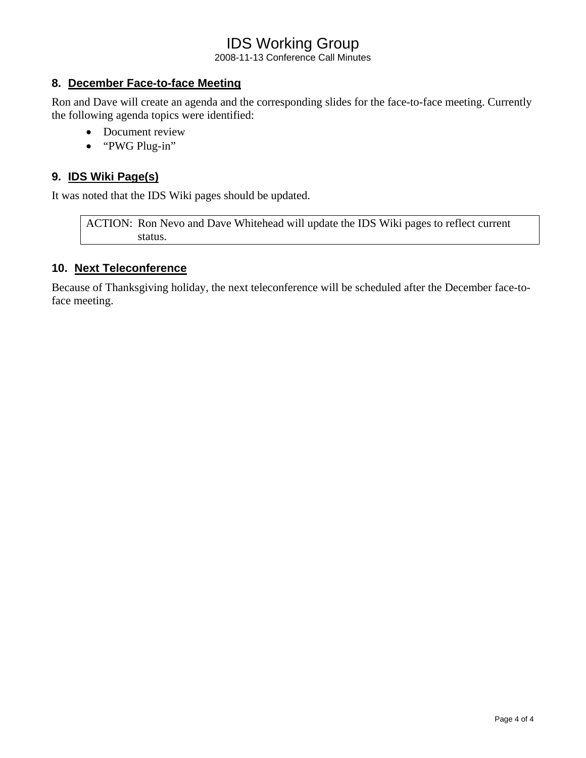## 8. December Face-to-face Meeting

Ron and Dave will create an agenda and the corresponding slides for the face-to-face meeting. Currently the following agenda topics were identified:

- Document review
- "PWG Plug-in"

## 9. IDS Wiki Page(s)

It was noted that the IDS Wiki pages should be updated.

> ACTION: Ron Nevo and Dave Whitehead will update the IDS Wiki pages to reflect current status.

## 10. Next Teleconference

Because of Thanksgiving holiday, the next teleconference will be scheduled after the December face-to-face meeting.